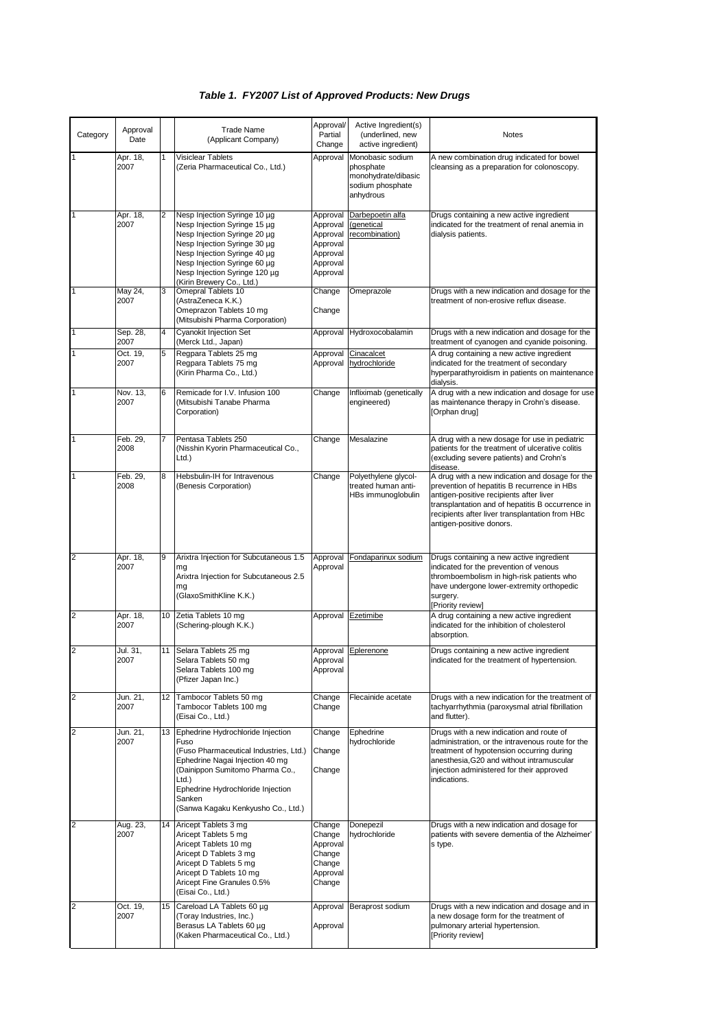# *Table 1. FY2007 List of Approved Products: New Drugs*

| Category | Approval Date | | Trade Name (Applicant Company) | Approval/ Partial Change | Active Ingredient(s) (underlined, new active ingredient) | Notes |
|---|---|---|---|---|---|---|
| 1 | Apr. 18, 2007 | 1 | Visiclear Tablets (Zeria Pharmaceutical Co., Ltd.) | Approval | Monobasic sodium phosphate monohydrate/dibasic sodium phosphate anhydrous | A new combination drug indicated for bowel cleansing as a preparation for colonoscopy. |
| 1 | Apr. 18, 2007 | 2 | Nesp Injection Syringe 10 µg<br>Nesp Injection Syringe 15 µg<br>Nesp Injection Syringe 20 µg<br>Nesp Injection Syringe 30 µg<br>Nesp Injection Syringe 40 µg<br>Nesp Injection Syringe 60 µg<br>Nesp Injection Syringe 120 µg<br>(Kirin Brewery Co., Ltd.) | Approval<br>Approval<br>Approval<br>Approval<br>Approval<br>Approval<br>Approval | Darbepoetin alfa (genetical recombination) | Drugs containing a new active ingredient indicated for the treatment of renal anemia in dialysis patients. |
| 1 | May 24, 2007 | 3 | Omepral Tablets 10 (AstraZeneca K.K.)<br>Omeprazon Tablets 10 mg (Mitsubishi Pharma Corporation) | Change<br>Change | Omeprazole | Drugs with a new indication and dosage for the treatment of non-erosive reflux disease. |
| 1 | Sep. 28, 2007 | 4 | Cyanokit Injection Set (Merck Ltd., Japan) | Approval | Hydroxocobalamin | Drugs with a new indication and dosage for the treatment of cyanogen and cyanide poisoning. |
| 1 | Oct. 19, 2007 | 5 | Regpara Tablets 25 mg<br>Regpara Tablets 75 mg<br>(Kirin Pharma Co., Ltd.) | Approval<br>Approval | Cinacalcet hydrochloride | A drug containing a new active ingredient indicated for the treatment of secondary hyperparathyroidism in patients on maintenance dialysis. |
| 1 | Nov. 13, 2007 | 6 | Remicade for I.V. Infusion 100 (Mitsubishi Tanabe Pharma Corporation) | Change | Infliximab (genetically engineered) | A drug with a new indication and dosage for use as maintenance therapy in Crohn's disease. [Orphan drug] |
| 1 | Feb. 29, 2008 | 7 | Pentasa Tablets 250 (Nisshin Kyorin Pharmaceutical Co., Ltd.) | Change | Mesalazine | A drug with a new dosage for use in pediatric patients for the treatment of ulcerative colitis (excluding severe patients) and Crohn's disease. |
| 1 | Feb. 29, 2008 | 8 | Hebsbulin-IH for Intravenous (Benesis Corporation) | Change | Polyethylene glycol-treated human anti-HBs immunoglobulin | A drug with a new indication and dosage for the prevention of hepatitis B recurrence in HBs antigen-positive recipients after liver transplantation and of hepatitis B occurrence in recipients after liver transplantation from HBc antigen-positive donors. |
| 2 | Apr. 18, 2007 | 9 | Arixtra Injection for Subcutaneous 1.5 mg<br>Arixtra Injection for Subcutaneous 2.5 mg<br>(GlaxoSmithKline K.K.) | Approval<br>Approval | Fondaparinux sodium | Drugs containing a new active ingredient indicated for the prevention of venous thromboembolism in high-risk patients who have undergone lower-extremity orthopedic surgery. [Priority review] |
| 2 | Apr. 18, 2007 | 10 | Zetia Tablets 10 mg (Schering-plough K.K.) | Approval | Ezetimibe | A drug containing a new active ingredient indicated for the inhibition of cholesterol absorption. |
| 2 | Jul. 31, 2007 | 11 | Selara Tablets 25 mg<br>Selara Tablets 50 mg<br>Selara Tablets 100 mg<br>(Pfizer Japan Inc.) | Approval<br>Approval<br>Approval | Eplerenone | Drugs containing a new active ingredient indicated for the treatment of hypertension. |
| 2 | Jun. 21, 2007 | 12 | Tambocor Tablets 50 mg<br>Tambocor Tablets 100 mg<br>(Eisai Co., Ltd.) | Change<br>Change | Flecainide acetate | Drugs with a new indication for the treatment of tachyarrhythmia (paroxysmal atrial fibrillation and flutter). |
| 2 | Jun. 21, 2007 | 13 | Ephedrine Hydrochloride Injection Fuso (Fuso Pharmaceutical Industries, Ltd.)<br>Ephedrine Nagai Injection 40 mg (Dainippon Sumitomo Pharma Co., Ltd.)<br>Ephedrine Hydrochloride Injection Sanken (Sanwa Kagaku Kenkyusho Co., Ltd.) | Change<br>Change<br>Change | Ephedrine hydrochloride | Drugs with a new indication and route of administration, or the intravenous route for the treatment of hypotension occurring during anesthesia,G20 and without intramuscular injection administered for their approved indications. |
| 2 | Aug. 23, 2007 | 14 | Aricept Tablets 3 mg<br>Aricept Tablets 5 mg<br>Aricept Tablets 10 mg<br>Aricept D Tablets 3 mg<br>Aricept D Tablets 5 mg<br>Aricept D Tablets 10 mg<br>Aricept Fine Granules 0.5%<br>(Eisai Co., Ltd.) | Change<br>Change<br>Approval<br>Change<br>Change<br>Approval<br>Change | Donepezil hydrochloride | Drugs with a new indication and dosage for patients with severe dementia of the Alzheimer's type. |
| 2 | Oct. 19, 2007 | 15 | Careload LA Tablets 60 µg (Toray Industries, Inc.)<br>Berasus LA Tablets 60 µg (Kaken Pharmaceutical Co., Ltd.) | Approval<br>Approval | Beraprost sodium | Drugs with a new indication and dosage and in a new dosage form for the treatment of pulmonary arterial hypertension. [Priority review] |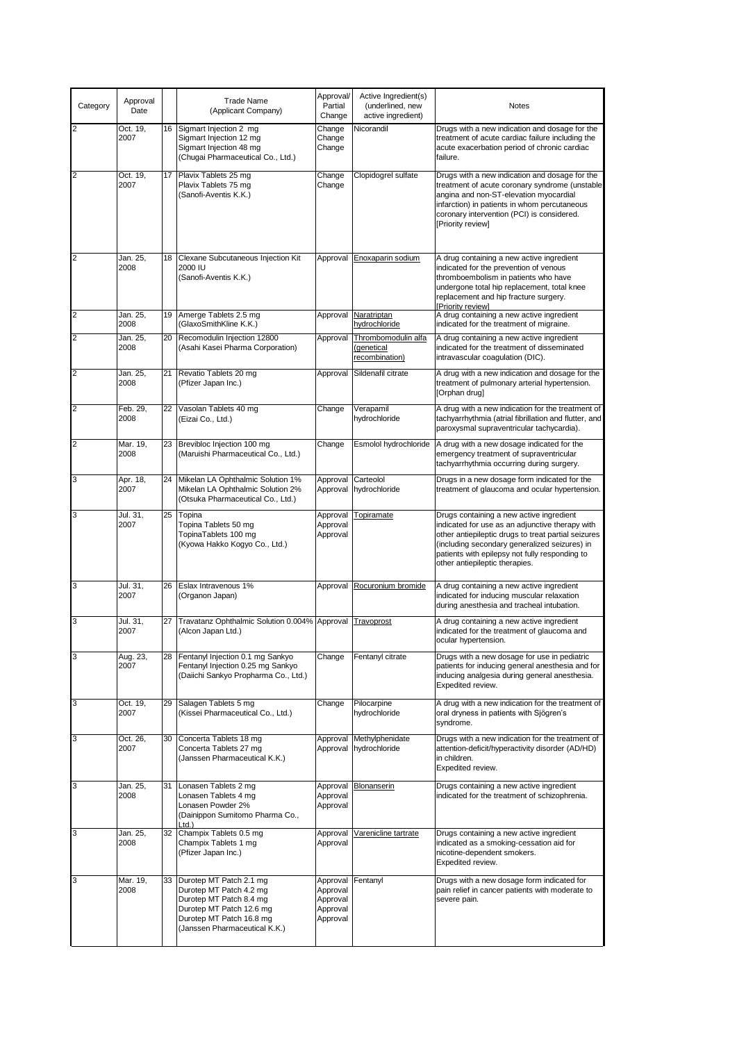| Category | Approval Date | | Trade Name (Applicant Company) | Approval/ Partial Change | Active Ingredient(s) (underlined, new active ingredient) | Notes |
|---|---|---|---|---|---|---|
| 2 | Oct. 19, 2007 | 16 | Sigmart Injection 2 mg<br>Sigmart Injection 12 mg<br>Sigmart Injection 48 mg<br>(Chugai Pharmaceutical Co., Ltd.) | Change<br>Change<br>Change | Nicorandil | Drugs with a new indication and dosage for the treatment of acute cardiac failure including the acute exacerbation period of chronic cardiac failure. |
| 2 | Oct. 19, 2007 | 17 | Plavix Tablets 25 mg<br>Plavix Tablets 75 mg<br>(Sanofi-Aventis K.K.) | Change<br>Change | Clopidogrel sulfate | Drugs with a new indication and dosage for the treatment of acute coronary syndrome (unstable angina and non-ST-elevation myocardial infarction) in patients in whom percutaneous coronary intervention (PCI) is considered.<br>[Priority review] |
| 2 | Jan. 25, 2008 | 18 | Clexane Subcutaneous Injection Kit 2000 IU<br>(Sanofi-Aventis K.K.) | Approval | <u>Enoxaparin sodium</u> | A drug containing a new active ingredient indicated for the prevention of venous thromboembolism in patients who have undergone total hip replacement, total knee replacement and hip fracture surgery.<br>[Priority review] |
| 2 | Jan. 25, 2008 | 19 | Amerge Tablets 2.5 mg<br>(GlaxoSmithKline K.K.) | Approval | <u>Naratriptan hydrochloride</u> | A drug containing a new active ingredient indicated for the treatment of migraine. |
| 2 | Jan. 25, 2008 | 20 | Recomodulin Injection 12800<br>(Asahi Kasei Pharma Corporation) | Approval | <u>Thrombomodulin alfa (genetical recombination)</u> | A drug containing a new active ingredient indicated for the treatment of disseminated intravascular coagulation (DIC). |
| 2 | Jan. 25, 2008 | 21 | Revatio Tablets 20 mg<br>(Pfizer Japan Inc.) | Approval | Sildenafil citrate | A drug with a new indication and dosage for the treatment of pulmonary arterial hypertension.<br>[Orphan drug] |
| 2 | Feb. 29, 2008 | 22 | Vasolan Tablets 40 mg<br>(Eizai Co., Ltd.) | Change | Verapamil hydrochloride | A drug with a new indication for the treatment of tachyarrhythmia (atrial fibrillation and flutter, and paroxysmal supraventricular tachycardia). |
| 2 | Mar. 19, 2008 | 23 | Brevibloc Injection 100 mg<br>(Maruishi Pharmaceutical Co., Ltd.) | Change | Esmolol hydrochloride | A drug with a new dosage indicated for the emergency treatment of supraventricular tachyarrhythmia occurring during surgery. |
| 3 | Apr. 18, 2007 | 24 | Mikelan LA Ophthalmic Solution 1%<br>Mikelan LA Ophthalmic Solution 2%<br>(Otsuka Pharmaceutical Co., Ltd.) | Approval<br>Approval | Carteolol hydrochloride | Drugs in a new dosage form indicated for the treatment of glaucoma and ocular hypertension. |
| 3 | Jul. 31, 2007 | 25 | Topina<br>Topina Tablets 50 mg<br>TopinaTablets 100 mg<br>(Kyowa Hakko Kogyo Co., Ltd.) | Approval<br>Approval<br>Approval | <u>Topiramate</u> | Drugs containing a new active ingredient indicated for use as an adjunctive therapy with other antiepileptic drugs to treat partial seizures (including secondary generalized seizures) in patients with epilepsy not fully responding to other antiepileptic therapies. |
| 3 | Jul. 31, 2007 | 26 | Eslax Intravenous 1%<br>(Organon Japan) | Approval | <u>Rocuronium bromide</u> | A drug containing a new active ingredient indicated for inducing muscular relaxation during anesthesia and tracheal intubation. |
| 3 | Jul. 31, 2007 | 27 | Travatanz Ophthalmic Solution 0.004%<br>(Alcon Japan Ltd.) | Approval | <u>Travoprost</u> | A drug containing a new active ingredient indicated for the treatment of glaucoma and ocular hypertension. |
| 3 | Aug. 23, 2007 | 28 | Fentanyl Injection 0.1 mg Sankyo<br>Fentanyl Injection 0.25 mg Sankyo<br>(Daiichi Sankyo Propharma Co., Ltd.) | Change | Fentanyl citrate | Drugs with a new dosage for use in pediatric patients for inducing general anesthesia and for inducing analgesia during general anesthesia.<br>Expedited review. |
| 3 | Oct. 19, 2007 | 29 | Salagen Tablets 5 mg<br>(Kissei Pharmaceutical Co., Ltd.) | Change | Pilocarpine hydrochloride | A drug with a new indication for the treatment of oral dryness in patients with Sjögren's syndrome. |
| 3 | Oct. 26, 2007 | 30 | Concerta Tablets 18 mg<br>Concerta Tablets 27 mg<br>(Janssen Pharmaceutical K.K.) | Approval<br>Approval | Methylphenidate hydrochloride | Drugs with a new indication for the treatment of attention-deficit/hyperactivity disorder (AD/HD) in children.<br>Expedited review. |
| 3 | Jan. 25, 2008 | 31 | Lonasen Tablets 2 mg<br>Lonasen Tablets 4 mg<br>Lonasen Powder 2%<br>(Dainippon Sumitomo Pharma Co., Ltd.) | Approval<br>Approval<br>Approval | <u>Blonanserin</u> | Drugs containing a new active ingredient indicated for the treatment of schizophrenia. |
| 3 | Jan. 25, 2008 | 32 | Champix Tablets 0.5 mg<br>Champix Tablets 1 mg<br>(Pfizer Japan Inc.) | Approval<br>Approval | <u>Varenicline tartrate</u> | Drugs containing a new active ingredient indicated as a smoking-cessation aid for nicotine-dependent smokers.<br>Expedited review. |
| 3 | Mar. 19, 2008 | 33 | Durotep MT Patch 2.1 mg<br>Durotep MT Patch 4.2 mg<br>Durotep MT Patch 8.4 mg<br>Durotep MT Patch 12.6 mg<br>Durotep MT Patch 16.8 mg<br>(Janssen Pharmaceutical K.K.) | Approval<br>Approval<br>Approval<br>Approval<br>Approval | Fentanyl | Drugs with a new dosage form indicated for pain relief in cancer patients with moderate to severe pain. |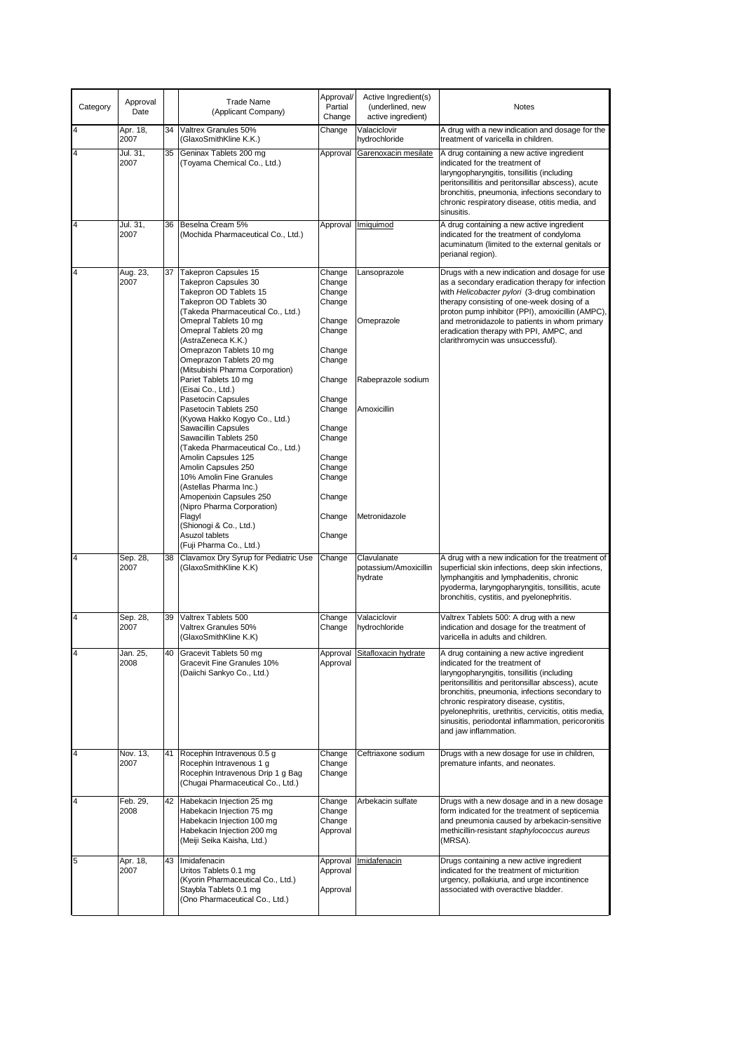| Category | Approval Date | | Trade Name (Applicant Company) | Approval/ Partial Change | Active Ingredient(s) (underlined, new active ingredient) | Notes |
|---|---|---|---|---|---|---|
| 4 | Apr. 18, 2007 | 34 | Valtrex Granules 50% (GlaxoSmithKline K.K.) | Change | Valaciclovir hydrochloride | A drug with a new indication and dosage for the treatment of varicella in children. |
| 4 | Jul. 31, 2007 | 35 | Geninax Tablets 200 mg (Toyama Chemical Co., Ltd.) | Approval | <u>Garenoxacin mesilate</u> | A drug containing a new active ingredient indicated for the treatment of laryngopharyngitis, tonsillitis (including peritonsillitis and peritonsillar abscess), acute bronchitis, pneumonia, infections secondary to chronic respiratory disease, otitis media, and sinusitis. |
| 4 | Jul. 31, 2007 | 36 | Beselna Cream 5% (Mochida Pharmaceutical Co., Ltd.) | Approval | <u>Imiquimod</u> | A drug containing a new active ingredient indicated for the treatment of condyloma acuminatum (limited to the external genitals or perianal region). |
| 4 | Aug. 23, 2007 | 37 | Takepron Capsules 15<br>Takepron Capsules 30<br>Takepron OD Tablets 15<br>Takepron OD Tablets 30<br>(Takeda Pharmaceutical Co., Ltd.)<br>Omepral Tablets 10 mg<br>Omepral Tablets 20 mg<br>(AstraZeneca K.K.)<br>Omeprazon Tablets 10 mg<br>Omeprazon Tablets 20 mg<br>(Mitsubishi Pharma Corporation)<br>Pariet Tablets 10 mg<br>(Eisai Co., Ltd.)<br>Pasetocin Capsules<br>Pasetocin Tablets 250<br>(Kyowa Hakko Kogyo Co., Ltd.)<br>Sawacillin Capsules<br>Sawacillin Tablets 250<br>(Takeda Pharmaceutical Co., Ltd.)<br>Amolin Capsules 125<br>Amolin Capsules 250<br>10% Amolin Fine Granules<br>(Astellas Pharma Inc.)<br>Amopenixin Capsules 250<br>(Nipro Pharma Corporation)<br>Flagyl<br>(Shionogi & Co., Ltd.)<br>Asuzol tablets<br>(Fuji Pharma Co., Ltd.) | Change<br>Change<br>Change<br>Change<br><br>Change<br>Change<br><br>Change<br>Change<br><br>Change<br><br>Change<br>Change<br><br>Change<br>Change<br><br>Change<br>Change<br>Change<br><br>Change<br><br>Change<br><br>Change | Lansoprazole<br><br><br><br><br>Omeprazole<br><br><br><br><br><br>Rabeprazole sodium<br><br><br>Amoxicillin<br><br><br><br><br><br><br><br><br><br><br>Metronidazole | Drugs with a new indication and dosage for use as a secondary eradication therapy for infection with *Helicobacter pylori* (3-drug combination therapy consisting of one-week dosing of a proton pump inhibitor (PPI), amoxicillin (AMPC), and metronidazole to patients in whom primary eradication therapy with PPI, AMPC, and clarithromycin was unsuccessful). |
| 4 | Sep. 28, 2007 | 38 | Clavamox Dry Syrup for Pediatric Use (GlaxoSmithKline K.K) | Change | Clavulanate potassium/Amoxicillin hydrate | A drug with a new indication for the treatment of superficial skin infections, deep skin infections, lymphangitis and lymphadenitis, chronic pyoderma, laryngopharyngitis, tonsillitis, acute bronchitis, cystitis, and pyelonephritis. |
| 4 | Sep. 28, 2007 | 39 | Valtrex Tablets 500<br>Valtrex Granules 50%<br>(GlaxoSmithKline K.K) | Change<br>Change | Valaciclovir hydrochloride | Valtrex Tablets 500: A drug with a new indication and dosage for the treatment of varicella in adults and children. |
| 4 | Jan. 25, 2008 | 40 | Gracevit Tablets 50 mg<br>Gracevit Fine Granules 10%<br>(Daiichi Sankyo Co., Ltd.) | Approval<br>Approval | <u>Sitafloxacin hydrate</u> | A drug containing a new active ingredient indicated for the treatment of laryngopharyngitis, tonsillitis (including peritonsillitis and peritonsillar abscess), acute bronchitis, pneumonia, infections secondary to chronic respiratory disease, cystitis, pyelonephritis, urethritis, cervicitis, otitis media, sinusitis, periodontal inflammation, pericoronitis and jaw inflammation. |
| 4 | Nov. 13, 2007 | 41 | Rocephin Intravenous 0.5 g<br>Rocephin Intravenous 1 g<br>Rocephin Intravenous Drip 1 g Bag<br>(Chugai Pharmaceutical Co., Ltd.) | Change<br>Change<br>Change | Ceftriaxone sodium | Drugs with a new dosage for use in children, premature infants, and neonates. |
| 4 | Feb. 29, 2008 | 42 | Habekacin Injection 25 mg<br>Habekacin Injection 75 mg<br>Habekacin Injection 100 mg<br>Habekacin Injection 200 mg<br>(Meiji Seika Kaisha, Ltd.) | Change<br>Change<br>Change<br>Approval | Arbekacin sulfate | Drugs with a new dosage and in a new dosage form indicated for the treatment of septicemia and pneumonia caused by arbekacin-sensitive methicillin-resistant *staphylococcus aureus* (MRSA). |
| 5 | Apr. 18, 2007 | 43 | Imidafenacin<br>Uritos Tablets 0.1 mg<br>(Kyorin Pharmaceutical Co., Ltd.)<br>Staybla Tablets 0.1 mg<br>(Ono Pharmaceutical Co., Ltd.) | Approval<br>Approval<br><br>Approval | <u>Imidafenacin</u> | Drugs containing a new active ingredient indicated for the treatment of micturition urgency, pollakiuria, and urge incontinence associated with overactive bladder. |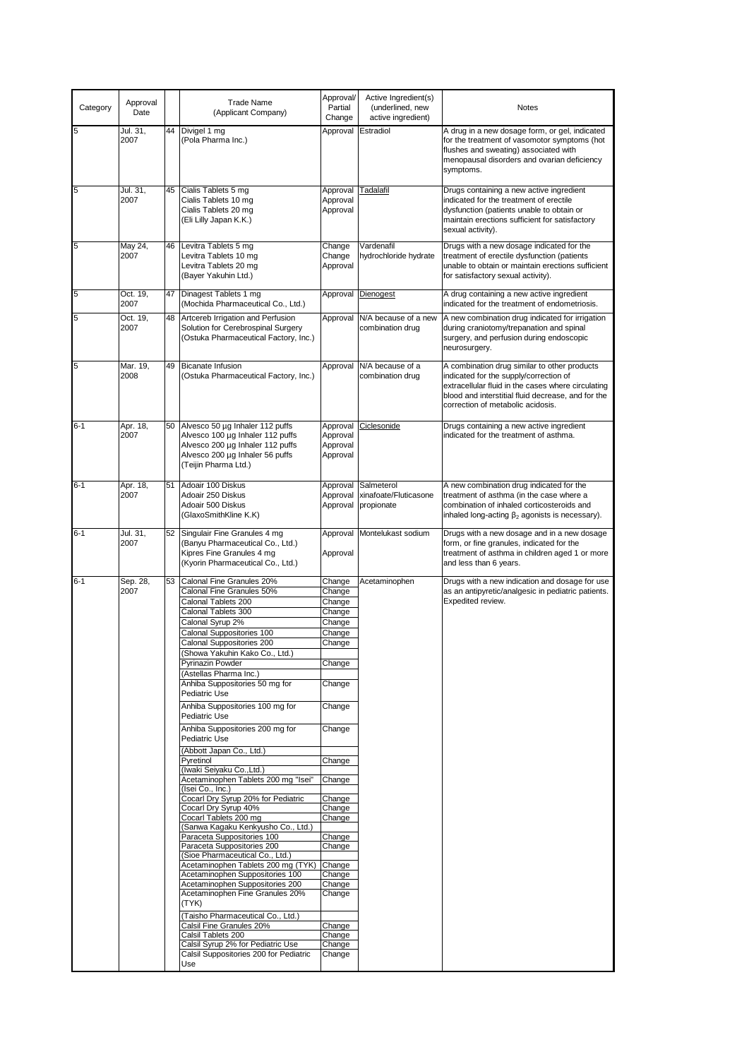| Category | Approval Date | | Trade Name (Applicant Company) | Approval/ Partial Change | Active Ingredient(s) (underlined, new active ingredient) | Notes |
|---|---|---|---|---|---|---|
| 5 | Jul. 31, 2007 | 44 | Divigel 1 mg<br>(Pola Pharma Inc.) | Approval | Estradiol | A drug in a new dosage form, or gel, indicated for the treatment of vasomotor symptoms (hot flushes and sweating) associated with menopausal disorders and ovarian deficiency symptoms. |
| 5 | Jul. 31, 2007 | 45 | Cialis Tablets 5 mg<br>Cialis Tablets 10 mg<br>Cialis Tablets 20 mg<br>(Eli Lilly Japan K.K.) | Approval<br>Approval<br>Approval | Tadalafil | Drugs containing a new active ingredient indicated for the treatment of erectile dysfunction (patients unable to obtain or maintain erections sufficient for satisfactory sexual activity). |
| 5 | May 24, 2007 | 46 | Levitra Tablets 5 mg<br>Levitra Tablets 10 mg<br>Levitra Tablets 20 mg<br>(Bayer Yakuhin Ltd.) | Change<br>Change<br>Approval | Vardenafil hydrochloride hydrate | Drugs with a new dosage indicated for the treatment of erectile dysfunction (patients unable to obtain or maintain erections sufficient for satisfactory sexual activity). |
| 5 | Oct. 19, 2007 | 47 | Dinagest Tablets 1 mg<br>(Mochida Pharmaceutical Co., Ltd.) | Approval | Dienogest | A drug containing a new active ingredient indicated for the treatment of endometriosis. |
| 5 | Oct. 19, 2007 | 48 | Artcereb Irrigation and Perfusion Solution for Cerebrospinal Surgery<br>(Ostuka Pharmaceutical Factory, Inc.) | Approval | N/A because of a new combination drug | A new combination drug indicated for irrigation during craniotomy/trepanation and spinal surgery, and perfusion during endoscopic neurosurgery. |
| 5 | Mar. 19, 2008 | 49 | Bicanate Infusion<br>(Ostuka Pharmaceutical Factory, Inc.) | Approval | N/A because of a combination drug | A combination drug similar to other products indicated for the supply/correction of extracellular fluid in the cases where circulating blood and interstitial fluid decrease, and for the correction of metabolic acidosis. |
| 6-1 | Apr. 18, 2007 | 50 | Alvesco 50 µg Inhaler 112 puffs<br>Alvesco 100 µg Inhaler 112 puffs<br>Alvesco 200 µg Inhaler 112 puffs<br>Alvesco 200 µg Inhaler 56 puffs<br>(Teijin Pharma Ltd.) | Approval<br>Approval<br>Approval<br>Approval | Ciclesonide | Drugs containing a new active ingredient indicated for the treatment of asthma. |
| 6-1 | Apr. 18, 2007 | 51 | Adoair 100 Diskus<br>Adoair 250 Diskus<br>Adoair 500 Diskus<br>(GlaxoSmithKline K.K) | Approval<br>Approval<br>Approval | Salmeterol xinafoate/Fluticasone propionate | A new combination drug indicated for the treatment of asthma (in the case where a combination of inhaled corticosteroids and inhaled long-acting $\beta_2$ agonists is necessary). |
| 6-1 | Jul. 31, 2007 | 52 | Singulair Fine Granules 4 mg<br>(Banyu Pharmaceutical Co., Ltd.)<br>Kipres Fine Granules 4 mg<br>(Kyorin Pharmaceutical Co., Ltd.) | Approval<br><br>Approval | Montelukast sodium | Drugs with a new dosage and in a new dosage form, or fine granules, indicated for the treatment of asthma in children aged 1 or more and less than 6 years. |
| 6-1 | Sep. 28, 2007 | 53 | Calonal Fine Granules 20%<br>Calonal Fine Granules 50%<br>Calonal Tablets 200<br>Calonal Tablets 300<br>Calonal Syrup 2%<br>Calonal Suppositories 100<br>Calonal Suppositories 200<br>(Showa Yakuhin Kako Co., Ltd.)<br>Pyrinazin Powder<br>(Astellas Pharma Inc.)<br>Anhiba Suppositories 50 mg for Pediatric Use<br>Anhiba Suppositories 100 mg for Pediatric Use<br>Anhiba Suppositories 200 mg for Pediatric Use<br>(Abbott Japan Co., Ltd.)<br>Pyretinol<br>(Iwaki Seiyaku Co.,Ltd.)<br>Acetaminophen Tablets 200 mg "Isei"<br>(Isei Co., Inc.)<br>Cocarl Dry Syrup 20% for Pediatric<br>Cocarl Dry Syrup 40%<br>Cocarl Tablets 200 mg<br>(Sanwa Kagaku Kenkyusho Co., Ltd.)<br>Paraceta Suppositories 100<br>Paraceta Suppositories 200<br>(Sioe Pharmaceutical Co., Ltd.)<br>Acetaminophen Tablets 200 mg (TYK)<br>Acetaminophen Suppositories 100<br>Acetaminophen Suppositories 200<br>Acetaminophen Fine Granules 20% (TYK)<br>(Taisho Pharmaceutical Co., Ltd.)<br>Calsil Fine Granules 20%<br>Calsil Tablets 200<br>Calsil Syrup 2% for Pediatric Use<br>Calsil Suppositories 200 for Pediatric Use | Change<br>Change<br>Change<br>Change<br>Change<br>Change<br>Change<br><br>Change<br><br>Change<br>Change<br>Change<br><br>Change<br><br>Change<br><br>Change<br>Change<br>Change<br><br>Change<br>Change<br><br>Change<br>Change<br>Change<br>Change<br><br>Change<br>Change<br>Change<br>Change | Acetaminophen | Drugs with a new indication and dosage for use as an antipyretic/analgesic in pediatric patients. Expedited review. |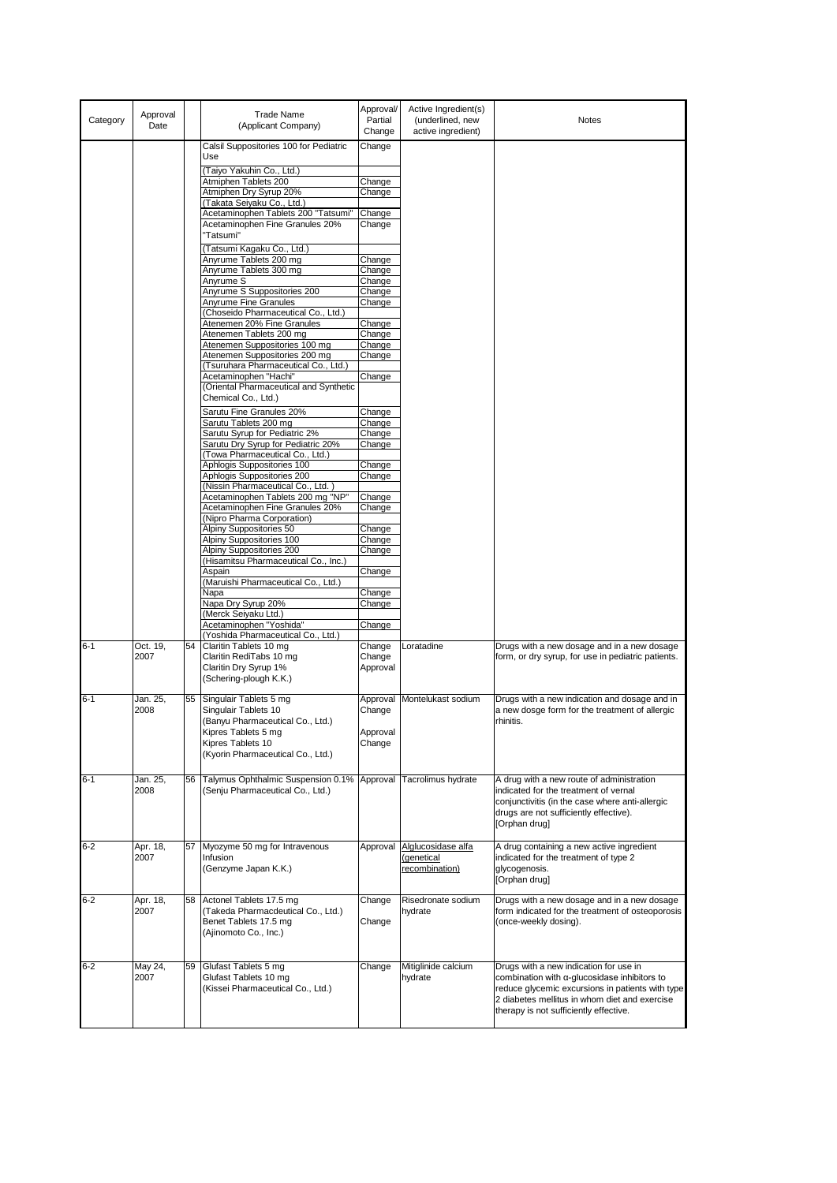| Category | Approval Date | | Trade Name (Applicant Company) | Approval/ Partial Change | Active Ingredient(s) (underlined, new active ingredient) | Notes |
|---|---|---|---|---|---|---|
| | | | Calsil Suppositories 100 for Pediatric Use | Change | | |
| | | | (Taiyo Yakuhin Co., Ltd.) | | | |
| | | | Atmiphen Tablets 200 | Change | | |
| | | | Atmiphen Dry Syrup 20% | Change | | |
| | | | (Takata Seiyaku Co., Ltd.) | | | |
| | | | Acetaminophen Tablets 200 "Tatsumi" | Change | | |
| | | | Acetaminophen Fine Granules 20% "Tatsumi" | Change | | |
| | | | (Tatsumi Kagaku Co., Ltd.) | | | |
| | | | Anyrume Tablets 200 mg | Change | | |
| | | | Anyrume Tablets 300 mg | Change | | |
| | | | Anyrume S | Change | | |
| | | | Anyrume S Suppositories 200 | Change | | |
| | | | Anyrume Fine Granules | Change | | |
| | | | (Choseido Pharmaceutical Co., Ltd.) | | | |
| | | | Atenemen 20% Fine Granules | Change | | |
| | | | Atenemen Tablets 200 mg | Change | | |
| | | | Atenemen Suppositories 100 mg | Change | | |
| | | | Atenemen Suppositories 200 mg | Change | | |
| | | | (Tsuruhara Pharmaceutical Co., Ltd.) | | | |
| | | | Acetaminophen "Hachi" | Change | | |
| | | | (Oriental Pharmaceutical and Synthetic Chemical Co., Ltd.) | | | |
| | | | Sarutu Fine Granules 20% | Change | | |
| | | | Sarutu Tablets 200 mg | Change | | |
| | | | Sarutu Syrup for Pediatric 2% | Change | | |
| | | | Sarutu Dry Syrup for Pediatric 20% | Change | | |
| | | | (Towa Pharmaceutical Co., Ltd.) | | | |
| | | | Aphlogis Suppositories 100 | Change | | |
| | | | Aphlogis Suppositories 200 | Change | | |
| | | | (Nissin Pharmaceutical Co., Ltd. ) | | | |
| | | | Acetaminophen Tablets 200 mg "NP" | Change | | |
| | | | Acetaminophen Fine Granules 20% | Change | | |
| | | | (Nipro Pharma Corporation) | | | |
| | | | Alpiny Suppositories 50 | Change | | |
| | | | Alpiny Suppositories 100 | Change | | |
| | | | Alpiny Suppositories 200 | Change | | |
| | | | (Hisamitsu Pharmaceutical Co., Inc.) | | | |
| | | | Aspain | Change | | |
| | | | (Maruishi Pharmaceutical Co., Ltd.) | | | |
| | | | Napa | Change | | |
| | | | Napa Dry Syrup 20% | Change | | |
| | | | (Merck Seiyaku Ltd.) | | | |
| | | | Acetaminophen "Yoshida" | Change | | |
| | | | (Yoshida Pharmaceutical Co., Ltd.) | | | |
| 6-1 | Oct. 19, 2007 | 54 | Claritin Tablets 10 mg<br>Claritin RediTabs 10 mg<br>Claritin Dry Syrup 1%<br>(Schering-plough K.K.) | Change<br>Change<br>Approval | Loratadine | Drugs with a new dosage and in a new dosage form, or dry syrup, for use in pediatric patients. |
| 6-1 | Jan. 25, 2008 | 55 | Singulair Tablets 5 mg<br>Singulair Tablets 10<br>(Banyu Pharmaceutical Co., Ltd.)<br>Kipres Tablets 5 mg<br>Kipres Tablets 10<br>(Kyorin Pharmaceutical Co., Ltd.) | Approval<br>Change<br><br>Approval<br>Change | Montelukast sodium | Drugs with a new indication and dosage and in a new dosge form for the treatment of allergic rhinitis. |
| 6-1 | Jan. 25, 2008 | 56 | Talymus Ophthalmic Suspension 0.1%<br>(Senju Pharmaceutical Co., Ltd.) | Approval | Tacrolimus hydrate | A drug with a new route of administration indicated for the treatment of vernal conjunctivitis (in the case where anti-allergic drugs are not sufficiently effective).<br>[Orphan drug] |
| 6-2 | Apr. 18, 2007 | 57 | Myozyme 50 mg for Intravenous Infusion<br>(Genzyme Japan K.K.) | Approval | <u>Alglucosidase alfa (genetical recombination)</u> | A drug containing a new active ingredient indicated for the treatment of type 2 glycogenosis.<br>[Orphan drug] |
| 6-2 | Apr. 18, 2007 | 58 | Actonel Tablets 17.5 mg<br>(Takeda Pharmacdeutical Co., Ltd.)<br>Benet Tablets 17.5 mg<br>(Ajinomoto Co., Inc.) | Change<br><br>Change | Risedronate sodium hydrate | Drugs with a new dosage and in a new dosage form indicated for the treatment of osteoporosis (once-weekly dosing). |
| 6-2 | May 24, 2007 | 59 | Glufast Tablets 5 mg<br>Glufast Tablets 10 mg<br>(Kissei Pharmaceutical Co., Ltd.) | Change | Mitiglinide calcium hydrate | Drugs with a new indication for use in combination with α-glucosidase inhibitors to reduce glycemic excursions in patients with type 2 diabetes mellitus in whom diet and exercise therapy is not sufficiently effective. |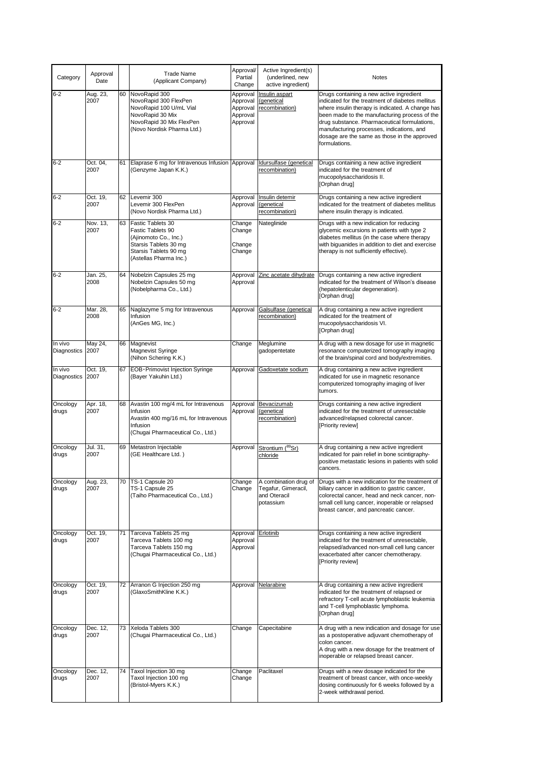| Category | Approval Date | | Trade Name (Applicant Company) | Approval/ Partial Change | Active Ingredient(s) (underlined, new active ingredient) | Notes |
|---|---|---|---|---|---|---|
| 6-2 | Aug. 23, 2007 | 60 | NovoRapid 300<br>NovoRapid 300 FlexPen<br>NovoRapid 100 U/mL Vial<br>NovoRapid 30 Mix<br>NovoRapid 30 Mix FlexPen<br>(Novo Nordisk Pharma Ltd.) | Approval<br>Approval<br>Approval<br>Approval<br>Approval | Insulin aspart (genetical recombination) | Drugs containing a new active ingredient indicated for the treatment of diabetes mellitus where insulin therapy is indicated. A change has been made to the manufacturing process of the drug substance. Pharmaceutical formulations, manufacturing processes, indications, and dosage are the same as those in the approved formulations. |
| 6-2 | Oct. 04, 2007 | 61 | Elaprase 6 mg for Intravenous Infusion<br>(Genzyme Japan K.K.) | Approval | Idursulfase (genetical recombination) | Drugs containing a new active ingredient indicated for the treatment of mucopolysaccharidosis II.<br>[Orphan drug] |
| 6-2 | Oct. 19, 2007 | 62 | Levemir 300<br>Levemir 300 FlexPen<br>(Novo Nordisk Pharma Ltd.) | Approval<br>Approval | Insulin detemir (genetical recombination) | Drugs containing a new active ingredient indicated for the treatment of diabetes mellitus where insulin therapy is indicated. |
| 6-2 | Nov. 13, 2007 | 63 | Fastic Tablets 30<br>Fastic Tablets 90<br>(Ajinomoto Co., Inc.)<br>Starsis Tablets 30 mg<br>Starsis Tablets 90 mg<br>(Astellas Pharma Inc.) | Change<br>Change<br><br>Change<br>Change | Nateglinide | Drugs with a new indication for reducing glycemic excursions in patients with type 2 diabetes mellitus (in the case where therapy with biguanides in addition to diet and exercise therapy is not sufficiently effective). |
| 6-2 | Jan. 25, 2008 | 64 | Nobelzin Capsules 25 mg<br>Nobelzin Capsules 50 mg<br>(Nobelpharma Co., Ltd.) | Approval<br>Approval | Zinc acetate dihydrate | Drugs containing a new active ingredient indicated for the treatment of Wilson's disease (hepatolenticular degeneration).<br>[Orphan drug] |
| 6-2 | Mar. 28, 2008 | 65 | Naglazyme 5 mg for Intravenous Infusion<br>(AnGes MG, Inc.) | Approval | Galsulfase (genetical recombination) | A drug containing a new active ingredient indicated for the treatment of mucopolysaccharidosis VI.<br>[Orphan drug] |
| In vivo Diagnostics | May 24, 2007 | 66 | Magnevist<br>Magnevist Syringe<br>(Nihon Schering K.K.) | Change | Meglumine gadopentetate | A drug with a new dosage for use in magnetic resonance computerized tomography imaging of the brain/spinal cord and body/extremities. |
| In vivo Diagnostics | Oct. 19, 2007 | 67 | EOB・Primovist Injection Syringe<br>(Bayer Yakuhin Ltd.) | Approval | Gadoxetate sodium | A drug containing a new active ingredient indicated for use in magnetic resonance computerized tomography imaging of liver tumors. |
| Oncology drugs | Apr. 18, 2007 | 68 | Avastin 100 mg/4 mL for Intravenous Infusion<br>Avastin 400 mg/16 mL for Intravenous Infusion<br>(Chugai Pharmaceutical Co., Ltd.) | Approval<br>Approval | Bevacizumab (genetical recombination) | Drugs containing a new active ingredient indicated for the treatment of unresectable advanced/relapsed colorectal cancer.<br>[Priority review] |
| Oncology drugs | Jul. 31, 2007 | 69 | Metastron Injectable<br>(GE Healthcare Ltd. ) | Approval | Strontium ($^{89}$Sr) chloride | A drug containing a new active ingredient indicated for pain relief in bone scintigraphy-positive metastatic lesions in patients with solid cancers. |
| Oncology drugs | Aug. 23, 2007 | 70 | TS-1 Capsule 20<br>TS-1 Capsule 25<br>(Taiho Pharmaceutical Co., Ltd.) | Change<br>Change | A combination drug of Tegafur, Gimeracil, and Oteracil potassium | Drugs with a new indication for the treatment of biliary cancer in addition to gastric cancer, colorectal cancer, head and neck cancer, non-small cell lung cancer, inoperable or relapsed breast cancer, and pancreatic cancer. |
| Oncology drugs | Oct. 19, 2007 | 71 | Tarceva Tablets 25 mg<br>Tarceva Tablets 100 mg<br>Tarceva Tablets 150 mg<br>(Chugai Pharmaceutical Co., Ltd.) | Approval<br>Approval<br>Approval | Erlotinib | Drugs containing a new active ingredient indicated for the treatment of unresectable, relapsed/advanced non-small cell lung cancer exacerbated after cancer chemotherapy.<br>[Priority review] |
| Oncology drugs | Oct. 19, 2007 | 72 | Arranon G Injection 250 mg<br>(GlaxoSmithKline K.K.) | Approval | Nelarabine | A drug containing a new active ingredient indicated for the treatment of relapsed or refractory T-cell acute lymphoblastic leukemia and T-cell lymphoblastic lymphoma.<br>[Orphan drug] |
| Oncology drugs | Dec. 12, 2007 | 73 | Xeloda Tablets 300<br>(Chugai Pharmaceutical Co., Ltd.) | Change | Capecitabine | A drug with a new indication and dosage for use as a postoperative adjuvant chemotherapy of colon cancer.<br>A drug with a new dosage for the treatment of inoperable or relapsed breast cancer. |
| Oncology drugs | Dec. 12, 2007 | 74 | Taxol Injection 30 mg<br>Taxol Injection 100 mg<br>(Bristol-Myers K.K.) | Change<br>Change | Paclitaxel | Drugs with a new dosage indicated for the treatment of breast cancer, with once-weekly dosing continuously for 6 weeks followed by a 2-week withdrawal period. |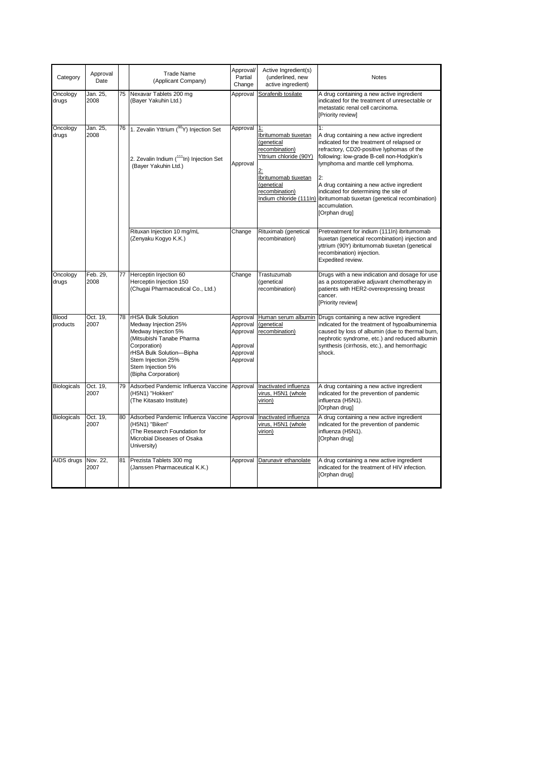| Category | Approval Date | | Trade Name (Applicant Company) | Approval/ Partial Change | Active Ingredient(s) (underlined, new active ingredient) | Notes |
|---|---|---|---|---|---|---|
| Oncology drugs | Jan. 25, 2008 | 75 | Nexavar Tablets 200 mg (Bayer Yakuhin Ltd.) | Approval | <u>Sorafenib tosilate</u> | A drug containing a new active ingredient indicated for the treatment of unresectable or metastatic renal cell carcinoma. [Priority review] |
| Oncology drugs | Jan. 25, 2008 | 76 | 1. Zevalin Yttrium ($^{90}$Y) Injection Set<br><br>2. Zevalin Indium ($^{111}$In) Injection Set (Bayer Yakuhin Ltd.) | Approval<br><br>Approval | <u>1:</u> <u>Ibritumomab tiuxetan (genetical recombination)</u> <u>Yttrium chloride (90Y)</u><br><br><u>2:</u> <u>Ibritumomab tiuxetan (genetical recombination)</u> Indium chloride (111In) | 1: A drug containing a new active ingredient indicated for the treatment of relapsed or refractory, CD20-positive lyphomas of the following: low-grade B-cell non-Hodgkin's lymphoma and mantle cell lymphoma.<br><br>2: A drug containing a new active ingredient indicated for determining the site of ibritumomab tiuxetan (genetical recombination) accumulation. [Orphan drug] |
| | | | Rituxan Injection 10 mg/mL (Zenyaku Kogyo K.K.) | Change | Rituximab (genetical recombination) | Pretreatment for indium (111In) ibritumomab tiuxetan (genetical recombination) injection and yttrium (90Y) ibritumomab tiuxetan (genetical recombination) injection. Expedited review. |
| Oncology drugs | Feb. 29, 2008 | 77 | Herceptin Injection 60 Herceptin Injection 150 (Chugai Pharmaceutical Co., Ltd.) | Change | Trastuzumab (genetical recombination) | Drugs with a new indication and dosage for use as a postoperative adjuvant chemotherapy in patients with HER2-overexpressing breast cancer. [Priority review] |
| Blood products | Oct. 19, 2007 | 78 | rHSA Bulk Solution<br>Medway Injection 25%<br>Medway Injection 5%<br>(Mitsubishi Tanabe Pharma Corporation)<br>rHSA Bulk Solution—Bipha<br>Stem Injection 25%<br>Stem Injection 5%<br>(Bipha Corporation) | Approval<br>Approval<br>Approval<br><br>Approval<br>Approval<br>Approval | <u>Human serum albumin (genetical recombination)</u> | Drugs containing a new active ingredient indicated for the treatment of hypoalbuminemia caused by loss of albumin (due to thermal burn, nephrotic syndrome, etc.) and reduced albumin synthesis (cirrhosis, etc.), and hemorrhagic shock. |
| Biologicals | Oct. 19, 2007 | 79 | Adsorbed Pandemic Influenza Vaccine (H5N1) "Hokken" (The Kitasato Institute) | Approval | <u>Inactivated influenza virus, H5N1 (whole virion)</u> | A drug containing a new active ingredient indicated for the prevention of pandemic influenza (H5N1). [Orphan drug] |
| Biologicals | Oct. 19, 2007 | 80 | Adsorbed Pandemic Influenza Vaccine (H5N1) "Biken" (The Research Foundation for Microbial Diseases of Osaka University) | Approval | <u>Inactivated influenza virus, H5N1 (whole virion)</u> | A drug containing a new active ingredient indicated for the prevention of pandemic influenza (H5N1). [Orphan drug] |
| AIDS drugs | Nov. 22, 2007 | 81 | Prezista Tablets 300 mg (Janssen Pharmaceutical K.K.) | Approval | <u>Darunavir ethanolate</u> | A drug containing a new active ingredient indicated for the treatment of HIV infection. [Orphan drug] |